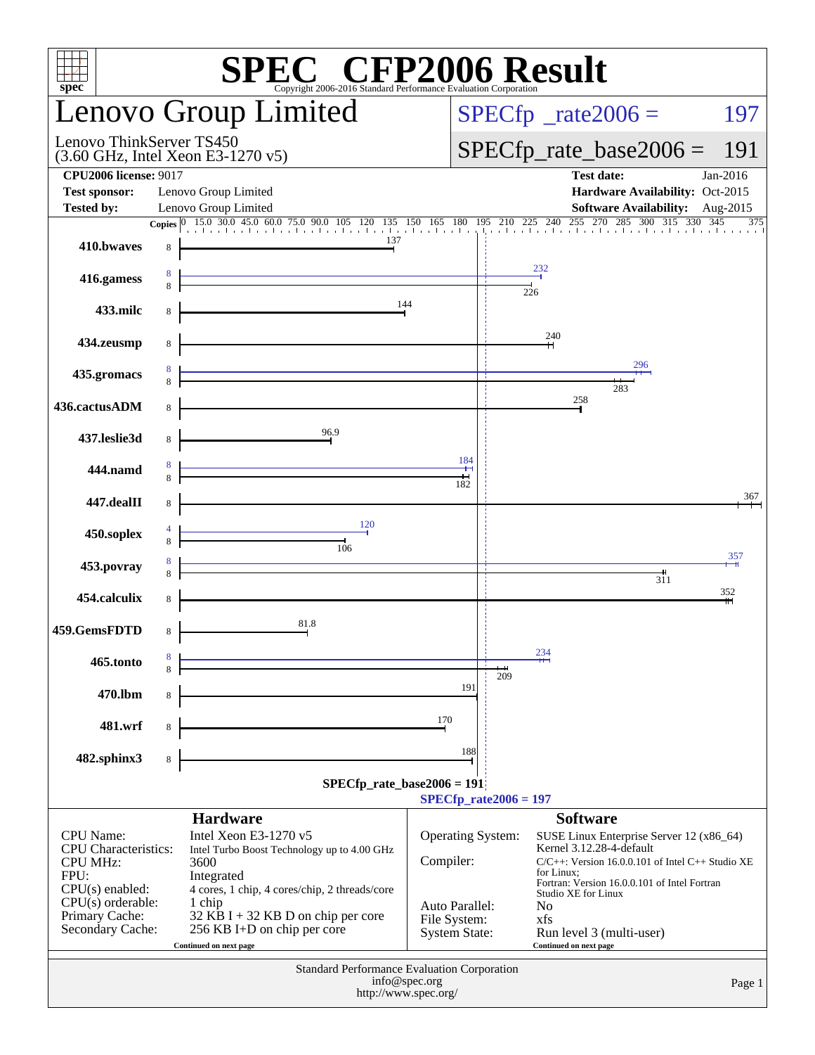# SPEC CFP2006 Result

Copyright 2006-2016 Standard Performance Evaluation Corporation

## Lenovo Group Limited

Lenovo ThinkServer TS450
(3.60 GHz, Intel Xeon E3-1270 v5)

SPECfp_rate2006 = 197

SPECfp_rate_base2006 = 191

| | | | |
|---|---|---|---|
| **CPU2006 license:** 9017 | | **Test date:** | Jan-2016 |
| **Test sponsor:** | Lenovo Group Limited | **Hardware Availability:** | Oct-2015 |
| **Tested by:** | Lenovo Group Limited | **Software Availability:** | Aug-2015 |

| Benchmark | Copies (peak) | Copies (base) | Peak | Base |
|---|---|---|---|---|
| 410.bwaves | | 8 | | 137 |
| 416.gamess | 8 | 8 | 232 | 226 |
| 433.milc | | 8 | | 144 |
| 434.zeusmp | | 8 | | 240 |
| 435.gromacs | 8 | 8 | 296 | 283 |
| 436.cactusADM | | 8 | | 258 |
| 437.leslie3d | | 8 | | 96.9 |
| 444.namd | 8 | 8 | 184 | 182 |
| 447.dealII | | 8 | | 367 |
| 450.soplex | 4 | 8 | 120 | 106 |
| 453.povray | 8 | 8 | 357 | 311 |
| 454.calculix | | 8 | | 352 |
| 459.GemsFDTD | | 8 | | 81.8 |
| 465.tonto | 8 | 8 | 234 | 209 |
| 470.lbm | | 8 | | 191 |
| 481.wrf | | 8 | | 170 |
| 482.sphinx3 | | 8 | | 188 |

SPECfp_rate_base2006 = 191

SPECfp_rate2006 = 197

## Hardware

| | |
|---|---|
| CPU Name: | Intel Xeon E3-1270 v5 |
| CPU Characteristics: | Intel Turbo Boost Technology up to 4.00 GHz |
| CPU MHz: | 3600 |
| FPU: | Integrated |
| CPU(s) enabled: | 4 cores, 1 chip, 4 cores/chip, 2 threads/core |
| CPU(s) orderable: | 1 chip |
| Primary Cache: | 32 KB I + 32 KB D on chip per core |
| Secondary Cache: | 256 KB I+D on chip per core |

Continued on next page

## Software

| | |
|---|---|
| Operating System: | SUSE Linux Enterprise Server 12 (x86_64) Kernel 3.12.28-4-default |
| Compiler: | C/C++: Version 16.0.0.101 of Intel C++ Studio XE for Linux; Fortran: Version 16.0.0.101 of Intel Fortran Studio XE for Linux |
| Auto Parallel: | No |
| File System: | xfs |
| System State: | Run level 3 (multi-user) |

Continued on next page

Standard Performance Evaluation Corporation
info@spec.org
http://www.spec.org/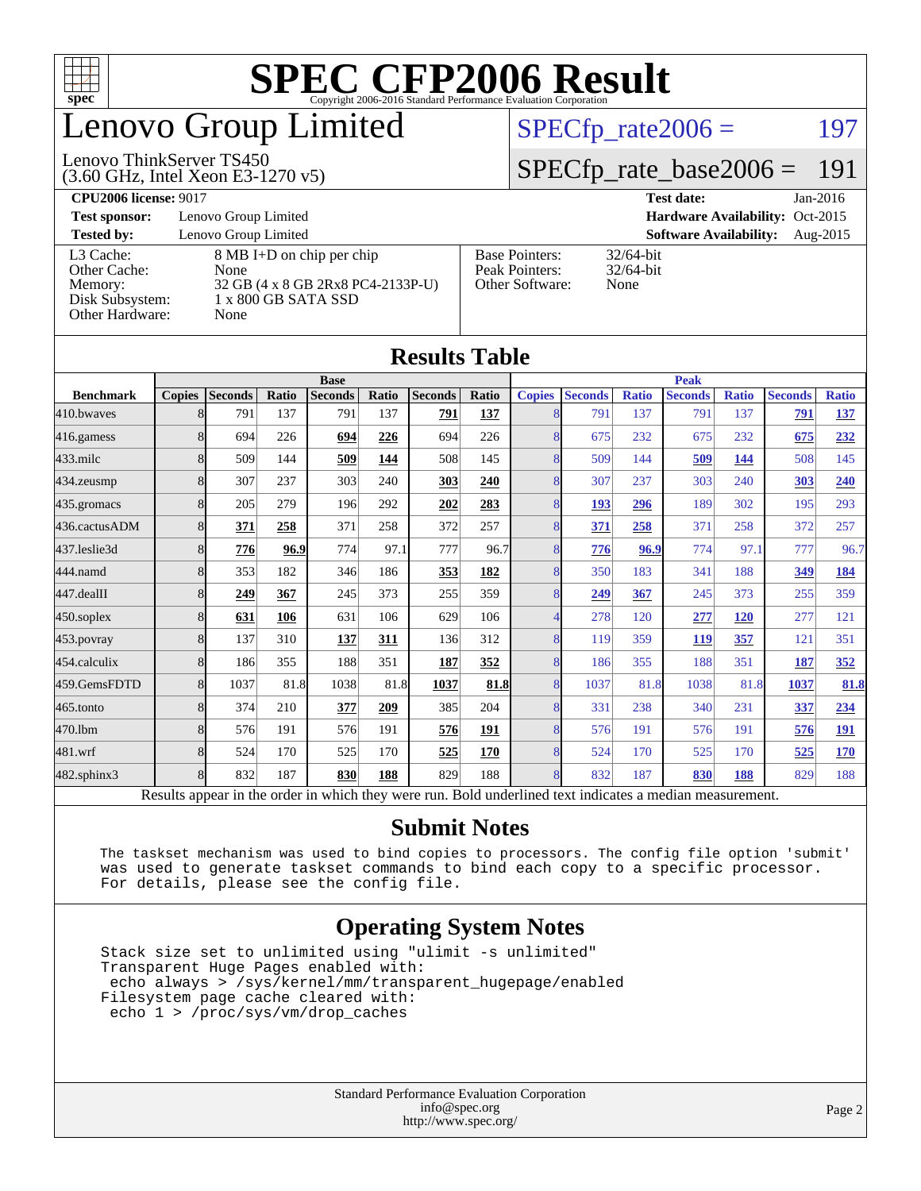# SPEC CFP2006 Result

Copyright 2006-2016 Standard Performance Evaluation Corporation

# Lenovo Group Limited

Lenovo ThinkServer TS450
(3.60 GHz, Intel Xeon E3-1270 v5)

SPECfp_rate2006 = 197

SPECfp_rate_base2006 = 191

**CPU2006 license:** 9017 | **Test date:** Jan-2016
**Test sponsor:** Lenovo Group Limited | **Hardware Availability:** Oct-2015
**Tested by:** Lenovo Group Limited | **Software Availability:** Aug-2015

| | |
|---|---|
| L3 Cache: | 8 MB I+D on chip per chip |
| Other Cache: | None |
| Memory: | 32 GB (4 x 8 GB 2Rx8 PC4-2133P-U) |
| Disk Subsystem: | 1 x 800 GB SATA SSD |
| Other Hardware: | None |
| Base Pointers: | 32/64-bit |
| Peak Pointers: | 32/64-bit |
| Other Software: | None |

## Results Table

| | Base | | | | | | | Peak | | | | | | |
|---|---|---|---|---|---|---|---|---|---|---|---|---|---|---|
| **Benchmark** | **Copies** | **Seconds** | **Ratio** | **Seconds** | **Ratio** | **Seconds** | **Ratio** | **Copies** | **Seconds** | **Ratio** | **Seconds** | **Ratio** | **Seconds** | **Ratio** |
| 410.bwaves | 8 | 791 | 137 | 791 | 137 | **791** | **137** | 8 | 791 | 137 | 791 | 137 | **791** | **137** |
| 416.gamess | 8 | 694 | 226 | **694** | **226** | 694 | 226 | 8 | 675 | 232 | 675 | 232 | **675** | **232** |
| 433.milc | 8 | 509 | 144 | **509** | **144** | 508 | 145 | 8 | 509 | 144 | **509** | **144** | 508 | 145 |
| 434.zeusmp | 8 | 307 | 237 | 303 | 240 | **303** | **240** | 8 | 307 | 237 | 303 | 240 | **303** | **240** |
| 435.gromacs | 8 | 205 | 279 | 196 | 292 | **202** | **283** | 8 | **193** | **296** | 189 | 302 | 195 | 293 |
| 436.cactusADM | 8 | **371** | **258** | 371 | 258 | 372 | 257 | 8 | **371** | **258** | 371 | 258 | 372 | 257 |
| 437.leslie3d | 8 | **776** | **96.9** | 774 | 97.1 | 777 | 96.7 | 8 | **776** | **96.9** | 774 | 97.1 | 777 | 96.7 |
| 444.namd | 8 | 353 | 182 | 346 | 186 | **353** | **182** | 8 | 350 | 183 | 341 | 188 | **349** | **184** |
| 447.dealII | 8 | **249** | **367** | 245 | 373 | 255 | 359 | 8 | **249** | **367** | 245 | 373 | 255 | 359 |
| 450.soplex | 8 | **631** | **106** | 631 | 106 | 629 | 106 | 4 | 278 | 120 | **277** | **120** | 277 | 121 |
| 453.povray | 8 | 137 | 310 | **137** | **311** | 136 | 312 | 8 | 119 | 359 | **119** | **357** | 121 | 351 |
| 454.calculix | 8 | 186 | 355 | 188 | 351 | **187** | **352** | 8 | 186 | 355 | 188 | 351 | **187** | **352** |
| 459.GemsFDTD | 8 | 1037 | 81.8 | 1038 | 81.8 | **1037** | **81.8** | 8 | 1037 | 81.8 | 1038 | 81.8 | **1037** | **81.8** |
| 465.tonto | 8 | 374 | 210 | **377** | **209** | 385 | 204 | 8 | 331 | 238 | 340 | 231 | **337** | **234** |
| 470.lbm | 8 | 576 | 191 | 576 | 191 | **576** | **191** | 8 | 576 | 191 | 576 | 191 | **576** | **191** |
| 481.wrf | 8 | 524 | 170 | 525 | 170 | **525** | **170** | 8 | 524 | 170 | 525 | 170 | **525** | **170** |
| 482.sphinx3 | 8 | 832 | 187 | **830** | **188** | 829 | 188 | 8 | 832 | 187 | **830** | **188** | 829 | 188 |

Results appear in the order in which they were run. Bold underlined text indicates a median measurement.

## Submit Notes

```
The taskset mechanism was used to bind copies to processors. The config file option 'submit'
was used to generate taskset commands to bind each copy to a specific processor.
For details, please see the config file.
```

## Operating System Notes

```
Stack size set to unlimited using "ulimit -s unlimited"
Transparent Huge Pages enabled with:
 echo always > /sys/kernel/mm/transparent_hugepage/enabled
Filesystem page cache cleared with:
 echo 1 > /proc/sys/vm/drop_caches
```

Standard Performance Evaluation Corporation
info@spec.org
http://www.spec.org/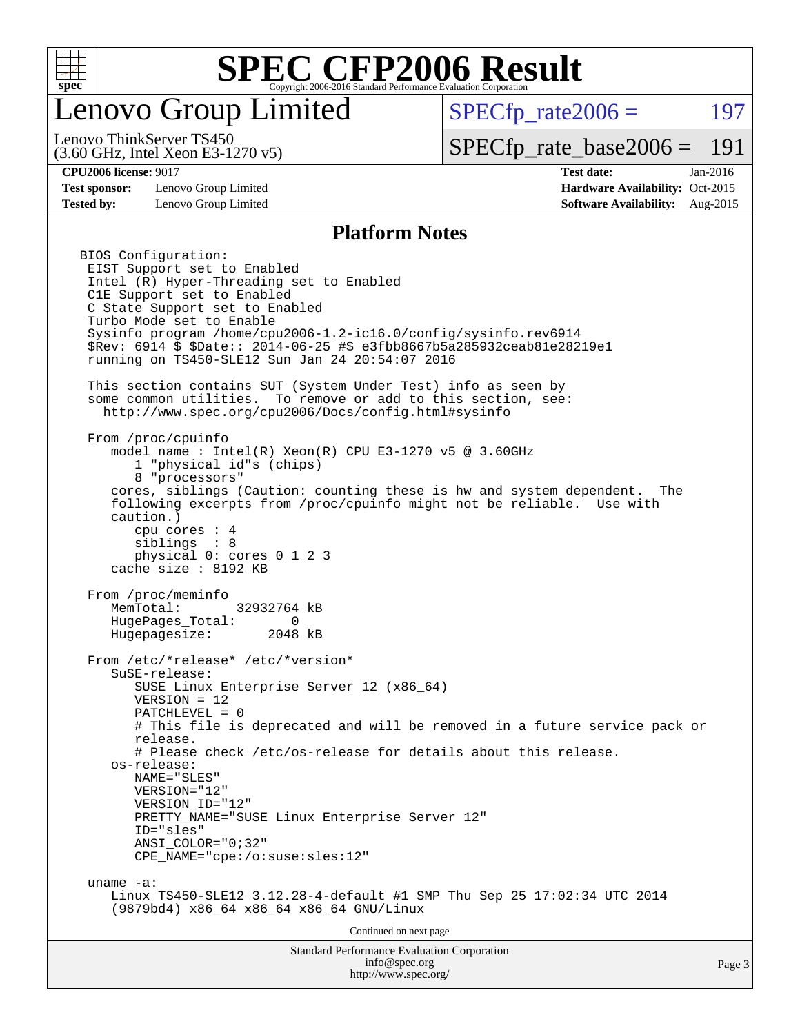# Lenovo Group Limited

Lenovo ThinkServer TS450
(3.60 GHz, Intel Xeon E3-1270 v5)

SPECfp_rate2006 = 197

SPECfp_rate_base2006 = 191

**CPU2006 license:** 9017
**Test sponsor:** Lenovo Group Limited
**Tested by:** Lenovo Group Limited

**Test date:** Jan-2016
**Hardware Availability:** Oct-2015
**Software Availability:** Aug-2015

## Platform Notes

```
BIOS Configuration:
 EIST Support set to Enabled
 Intel (R) Hyper-Threading set to Enabled
 C1E Support set to Enabled
 C State Support set to Enabled
 Turbo Mode set to Enable
 Sysinfo program /home/cpu2006-1.2-ic16.0/config/sysinfo.rev6914
 $Rev: 6914 $ $Date:: 2014-06-25 #$ e3fbb8667b5a285932ceab81e28219e1
 running on TS450-SLE12 Sun Jan 24 20:54:07 2016

 This section contains SUT (System Under Test) info as seen by
 some common utilities.  To remove or add to this section, see:
   http://www.spec.org/cpu2006/Docs/config.html#sysinfo

 From /proc/cpuinfo
    model name : Intel(R) Xeon(R) CPU E3-1270 v5 @ 3.60GHz
       1 "physical id"s (chips)
       8 "processors"
    cores, siblings (Caution: counting these is hw and system dependent.  The
    following excerpts from /proc/cpuinfo might not be reliable.  Use with
    caution.)
       cpu cores : 4
       siblings  : 8
       physical 0: cores 0 1 2 3
    cache size : 8192 KB

 From /proc/meminfo
    MemTotal:       32932764 kB
    HugePages_Total:       0
    Hugepagesize:       2048 kB

 From /etc/*release* /etc/*version*
    SuSE-release:
       SUSE Linux Enterprise Server 12 (x86_64)
       VERSION = 12
       PATCHLEVEL = 0
       # This file is deprecated and will be removed in a future service pack or
       release.
       # Please check /etc/os-release for details about this release.
    os-release:
       NAME="SLES"
       VERSION="12"
       VERSION_ID="12"
       PRETTY_NAME="SUSE Linux Enterprise Server 12"
       ID="sles"
       ANSI_COLOR="0;32"
       CPE_NAME="cpe:/o:suse:sles:12"

 uname -a:
    Linux TS450-SLE12 3.12.28-4-default #1 SMP Thu Sep 25 17:02:34 UTC 2014
    (9879bd4) x86_64 x86_64 x86_64 GNU/Linux
```

Continued on next page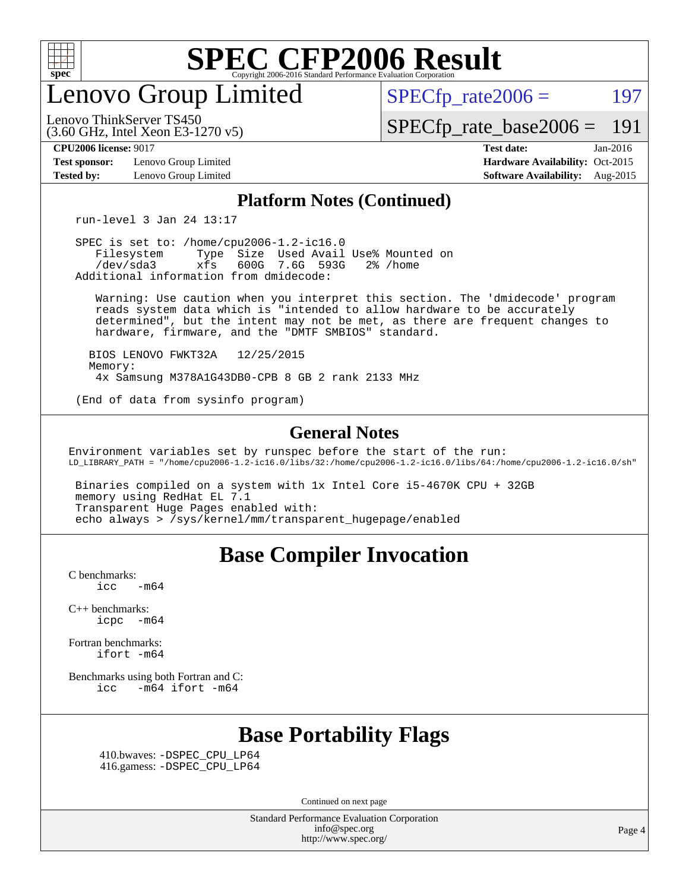# SPEC CFP2006 Result

Copyright 2006-2016 Standard Performance Evaluation Corporation

## Lenovo Group Limited

Lenovo ThinkServer TS450
(3.60 GHz, Intel Xeon E3-1270 v5)

SPECfp_rate2006 = 197

SPECfp_rate_base2006 = 191

**CPU2006 license:** 9017
**Test sponsor:** Lenovo Group Limited
**Tested by:** Lenovo Group Limited

**Test date:** Jan-2016
**Hardware Availability:** Oct-2015
**Software Availability:** Aug-2015

### Platform Notes (Continued)

```
run-level 3 Jan 24 13:17

SPEC is set to: /home/cpu2006-1.2-ic16.0
   Filesystem     Type  Size  Used Avail Use% Mounted on
   /dev/sda3      xfs   600G  7.6G  593G   2% /home
Additional information from dmidecode:

    Warning: Use caution when you interpret this section. The 'dmidecode' program
    reads system data which is "intended to allow hardware to be accurately
    determined", but the intent may not be met, as there are frequent changes to
    hardware, firmware, and the "DMTF SMBIOS" standard.

   BIOS LENOVO FWKT32A   12/25/2015
   Memory:
    4x Samsung M378A1G43DB0-CPB 8 GB 2 rank 2133 MHz

(End of data from sysinfo program)
```

### General Notes

```
Environment variables set by runspec before the start of the run:
LD_LIBRARY_PATH = "/home/cpu2006-1.2-ic16.0/libs/32:/home/cpu2006-1.2-ic16.0/libs/64:/home/cpu2006-1.2-ic16.0/sh"

 Binaries compiled on a system with 1x Intel Core i5-4670K CPU + 32GB
 memory using RedHat EL 7.1
 Transparent Huge Pages enabled with:
 echo always > /sys/kernel/mm/transparent_hugepage/enabled
```

## Base Compiler Invocation

C benchmarks:
    icc -m64

C++ benchmarks:
    icpc -m64

Fortran benchmarks:
    ifort -m64

Benchmarks using both Fortran and C:
    icc -m64 ifort -m64

## Base Portability Flags

410.bwaves: -DSPEC_CPU_LP64
416.gamess: -DSPEC_CPU_LP64

Continued on next page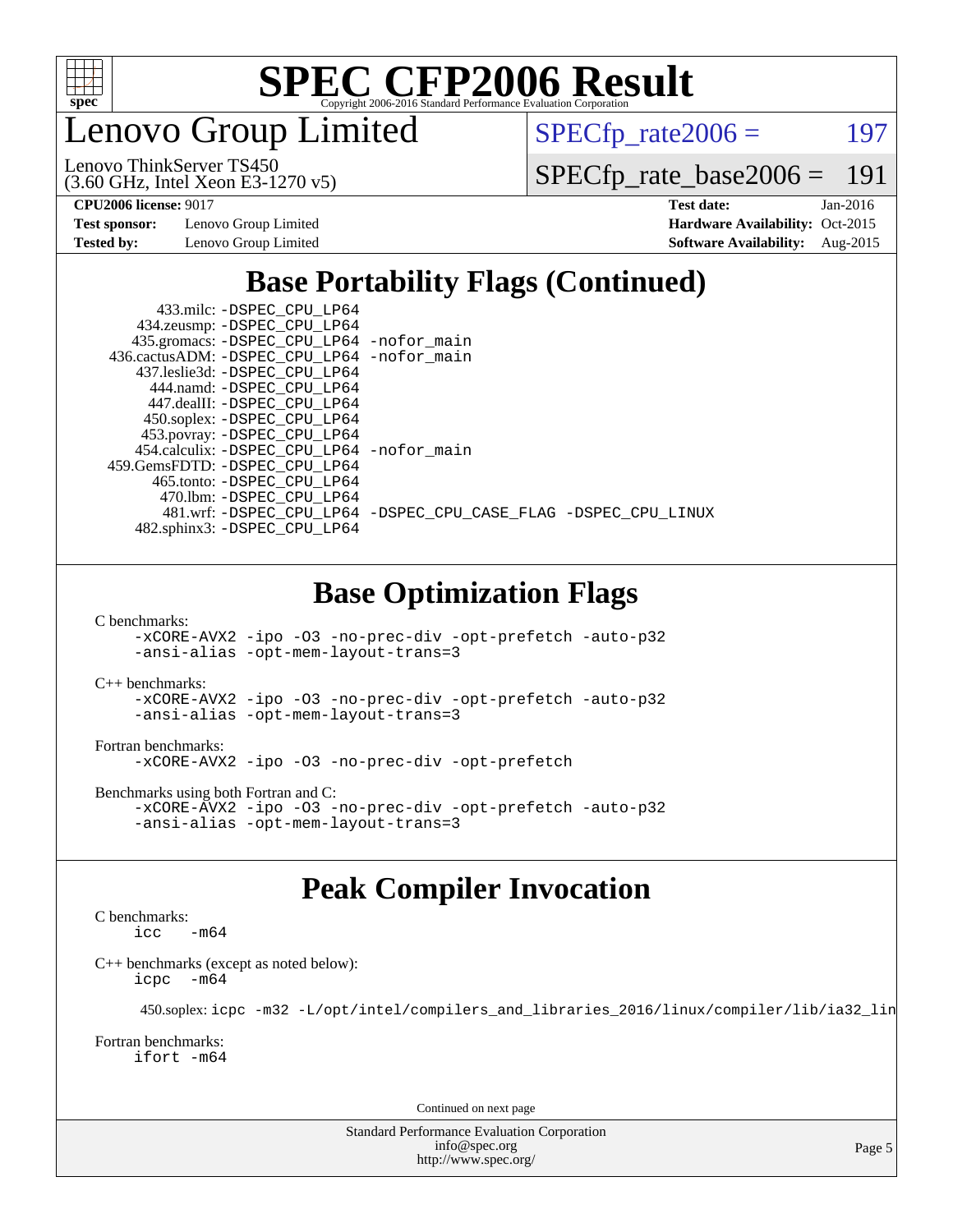# SPEC CFP2006 Result

Copyright 2006-2016 Standard Performance Evaluation Corporation

# Lenovo Group Limited

Lenovo ThinkServer TS450
(3.60 GHz, Intel Xeon E3-1270 v5)

SPECfp_rate2006 = 197

SPECfp_rate_base2006 = 191

**CPU2006 license:** 9017
**Test sponsor:** Lenovo Group Limited
**Tested by:** Lenovo Group Limited

**Test date:** Jan-2016
**Hardware Availability:** Oct-2015
**Software Availability:** Aug-2015

## Base Portability Flags (Continued)

433.milc: -DSPEC_CPU_LP64
434.zeusmp: -DSPEC_CPU_LP64
435.gromacs: -DSPEC_CPU_LP64 -nofor_main
436.cactusADM: -DSPEC_CPU_LP64 -nofor_main
437.leslie3d: -DSPEC_CPU_LP64
444.namd: -DSPEC_CPU_LP64
447.dealII: -DSPEC_CPU_LP64
450.soplex: -DSPEC_CPU_LP64
453.povray: -DSPEC_CPU_LP64
454.calculix: -DSPEC_CPU_LP64 -nofor_main
459.GemsFDTD: -DSPEC_CPU_LP64
465.tonto: -DSPEC_CPU_LP64
470.lbm: -DSPEC_CPU_LP64
481.wrf: -DSPEC_CPU_LP64 -DSPEC_CPU_CASE_FLAG -DSPEC_CPU_LINUX
482.sphinx3: -DSPEC_CPU_LP64

## Base Optimization Flags

C benchmarks:
-xCORE-AVX2 -ipo -O3 -no-prec-div -opt-prefetch -auto-p32
-ansi-alias -opt-mem-layout-trans=3

C++ benchmarks:
-xCORE-AVX2 -ipo -O3 -no-prec-div -opt-prefetch -auto-p32
-ansi-alias -opt-mem-layout-trans=3

Fortran benchmarks:
-xCORE-AVX2 -ipo -O3 -no-prec-div -opt-prefetch

Benchmarks using both Fortran and C:
-xCORE-AVX2 -ipo -O3 -no-prec-div -opt-prefetch -auto-p32
-ansi-alias -opt-mem-layout-trans=3

## Peak Compiler Invocation

C benchmarks:
icc -m64

C++ benchmarks (except as noted below):
icpc -m64

450.soplex: icpc -m32 -L/opt/intel/compilers_and_libraries_2016/linux/compiler/lib/ia32_lin

Fortran benchmarks:
ifort -m64

Continued on next page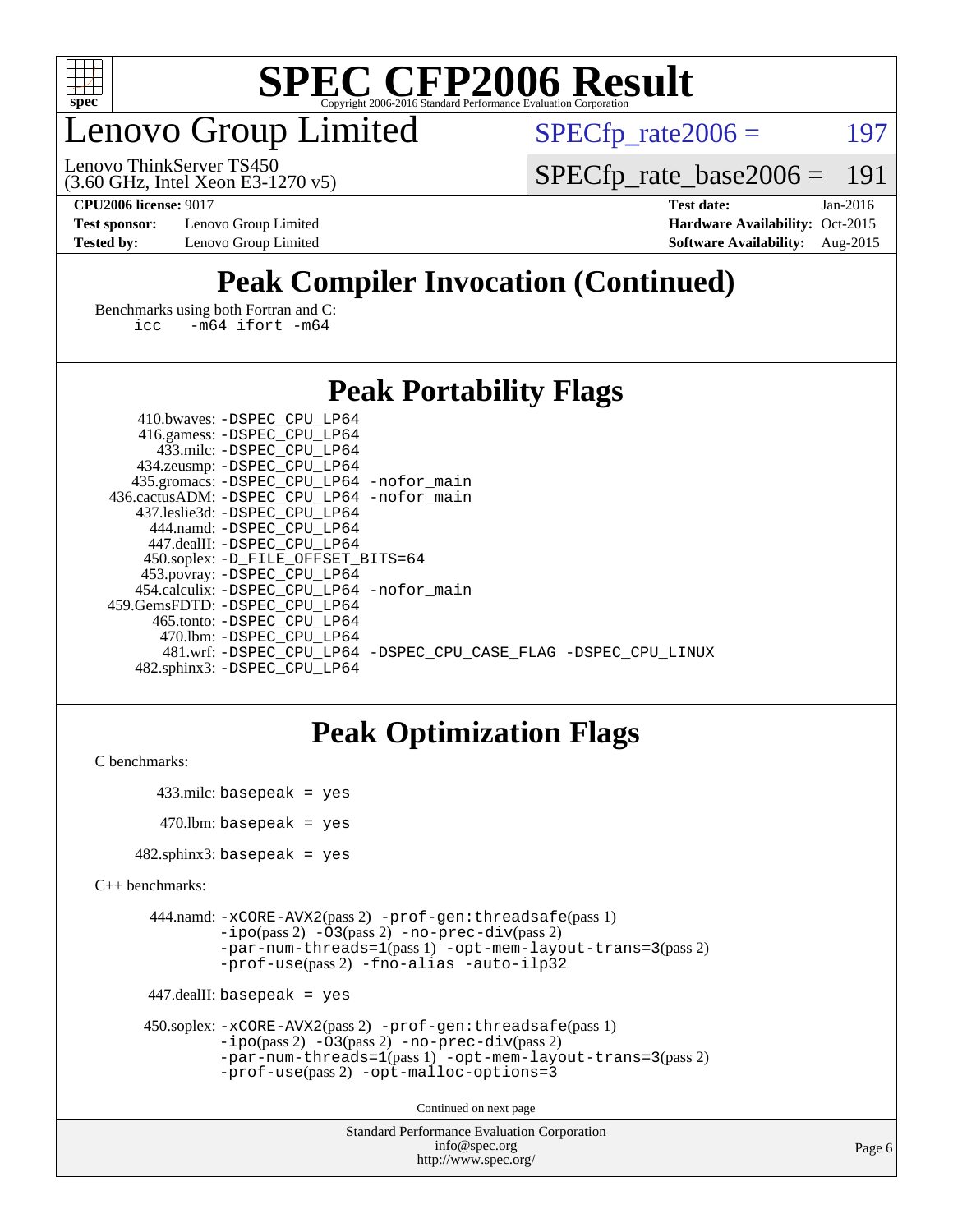# SPEC CFP2006 Result

Copyright 2006-2016 Standard Performance Evaluation Corporation

## Lenovo Group Limited

Lenovo ThinkServer TS450
(3.60 GHz, Intel Xeon E3-1270 v5)

SPECfp_rate2006 = 197

SPECfp_rate_base2006 = 191

**CPU2006 license:** 9017
**Test sponsor:** Lenovo Group Limited
**Tested by:** Lenovo Group Limited

**Test date:** Jan-2016
**Hardware Availability:** Oct-2015
**Software Availability:** Aug-2015

## Peak Compiler Invocation (Continued)

Benchmarks using both Fortran and C:
```
icc   -m64 ifort -m64
```

## Peak Portability Flags

```
    410.bwaves: -DSPEC_CPU_LP64
    416.gamess: -DSPEC_CPU_LP64
      433.milc: -DSPEC_CPU_LP64
    434.zeusmp: -DSPEC_CPU_LP64
   435.gromacs: -DSPEC_CPU_LP64 -nofor_main
 436.cactusADM: -DSPEC_CPU_LP64 -nofor_main
   437.leslie3d: -DSPEC_CPU_LP64
     444.namd: -DSPEC_CPU_LP64
    447.dealII: -DSPEC_CPU_LP64
    450.soplex: -D_FILE_OFFSET_BITS=64
    453.povray: -DSPEC_CPU_LP64
  454.calculix: -DSPEC_CPU_LP64 -nofor_main
 459.GemsFDTD: -DSPEC_CPU_LP64
     465.tonto: -DSPEC_CPU_LP64
       470.lbm: -DSPEC_CPU_LP64
       481.wrf: -DSPEC_CPU_LP64 -DSPEC_CPU_CASE_FLAG -DSPEC_CPU_LINUX
   482.sphinx3: -DSPEC_CPU_LP64
```

## Peak Optimization Flags

C benchmarks:

```
   433.milc: basepeak = yes
    470.lbm: basepeak = yes
482.sphinx3: basepeak = yes
```

C++ benchmarks:

```
  444.namd: -xCORE-AVX2(pass 2) -prof-gen:threadsafe(pass 1)
            -ipo(pass 2) -O3(pass 2) -no-prec-div(pass 2)
            -par-num-threads=1(pass 1) -opt-mem-layout-trans=3(pass 2)
            -prof-use(pass 2) -fno-alias -auto-ilp32

447.dealII: basepeak = yes

450.soplex: -xCORE-AVX2(pass 2) -prof-gen:threadsafe(pass 1)
            -ipo(pass 2) -O3(pass 2) -no-prec-div(pass 2)
            -par-num-threads=1(pass 1) -opt-mem-layout-trans=3(pass 2)
            -prof-use(pass 2) -opt-malloc-options=3
```

Continued on next page

Standard Performance Evaluation Corporation
info@spec.org
http://www.spec.org/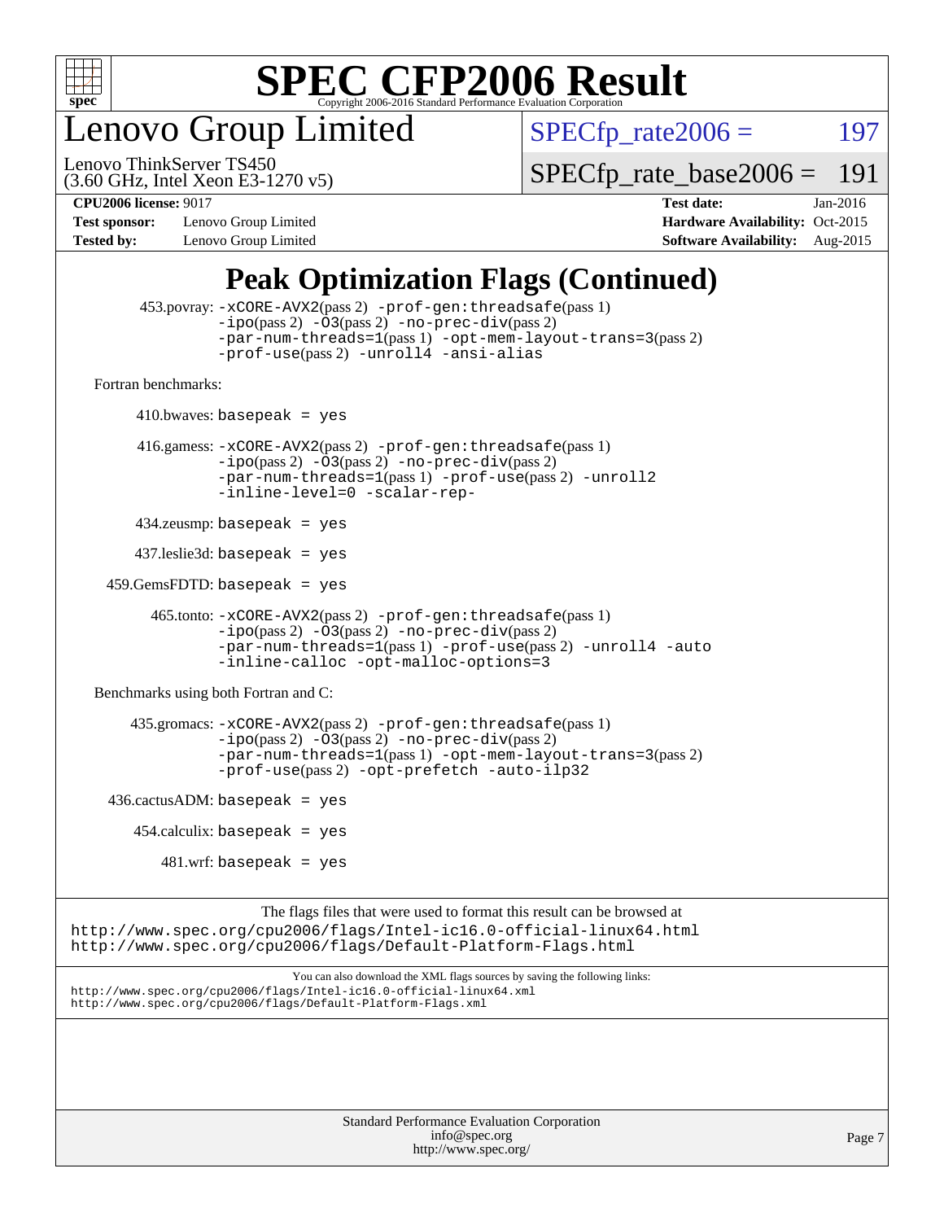# SPEC CFP2006 Result

Copyright 2006-2016 Standard Performance Evaluation Corporation

## Lenovo Group Limited

Lenovo ThinkServer TS450
(3.60 GHz, Intel Xeon E3-1270 v5)

SPECfp_rate2006 = 197

SPECfp_rate_base2006 = 191

| | | | |
|---|---|---|---|
| **CPU2006 license:** 9017 | | **Test date:** | Jan-2016 |
| **Test sponsor:** | Lenovo Group Limited | **Hardware Availability:** | Oct-2015 |
| **Tested by:** | Lenovo Group Limited | **Software Availability:** | Aug-2015 |

## Peak Optimization Flags (Continued)

453.povray: `-xCORE-AVX2`(pass 2) `-prof-gen:threadsafe`(pass 1) `-ipo`(pass 2) `-O3`(pass 2) `-no-prec-div`(pass 2) `-par-num-threads=1`(pass 1) `-opt-mem-layout-trans=3`(pass 2) `-prof-use`(pass 2) `-unroll4` `-ansi-alias`

Fortran benchmarks:

410.bwaves: `basepeak = yes`

416.gamess: `-xCORE-AVX2`(pass 2) `-prof-gen:threadsafe`(pass 1) `-ipo`(pass 2) `-O3`(pass 2) `-no-prec-div`(pass 2) `-par-num-threads=1`(pass 1) `-prof-use`(pass 2) `-unroll2` `-inline-level=0` `-scalar-rep-`

434.zeusmp: `basepeak = yes`

437.leslie3d: `basepeak = yes`

459.GemsFDTD: `basepeak = yes`

465.tonto: `-xCORE-AVX2`(pass 2) `-prof-gen:threadsafe`(pass 1) `-ipo`(pass 2) `-O3`(pass 2) `-no-prec-div`(pass 2) `-par-num-threads=1`(pass 1) `-prof-use`(pass 2) `-unroll4` `-auto` `-inline-calloc` `-opt-malloc-options=3`

Benchmarks using both Fortran and C:

435.gromacs: `-xCORE-AVX2`(pass 2) `-prof-gen:threadsafe`(pass 1) `-ipo`(pass 2) `-O3`(pass 2) `-no-prec-div`(pass 2) `-par-num-threads=1`(pass 1) `-opt-mem-layout-trans=3`(pass 2) `-prof-use`(pass 2) `-opt-prefetch` `-auto-ilp32`

436.cactusADM: `basepeak = yes`

454.calculix: `basepeak = yes`

481.wrf: `basepeak = yes`

The flags files that were used to format this result can be browsed at
http://www.spec.org/cpu2006/flags/Intel-ic16.0-official-linux64.html
http://www.spec.org/cpu2006/flags/Default-Platform-Flags.html

You can also download the XML flags sources by saving the following links:
http://www.spec.org/cpu2006/flags/Intel-ic16.0-official-linux64.xml
http://www.spec.org/cpu2006/flags/Default-Platform-Flags.xml

Standard Performance Evaluation Corporation
info@spec.org
http://www.spec.org/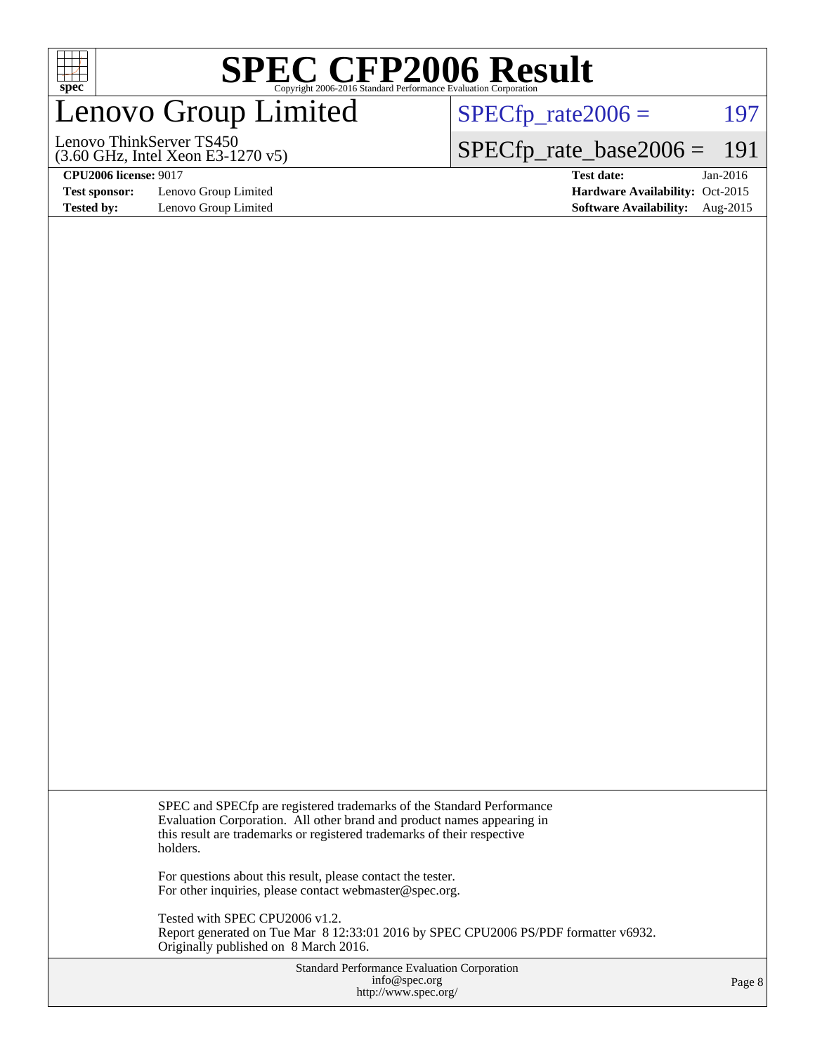SPEC and SPECfp are registered trademarks of the Standard Performance Evaluation Corporation. All other brand and product names appearing in this result are trademarks or registered trademarks of their respective holders.

For questions about this result, please contact the tester.
For other inquiries, please contact webmaster@spec.org.

Tested with SPEC CPU2006 v1.2.
Report generated on Tue Mar 8 12:33:01 2016 by SPEC CPU2006 PS/PDF formatter v6932.
Originally published on 8 March 2016.